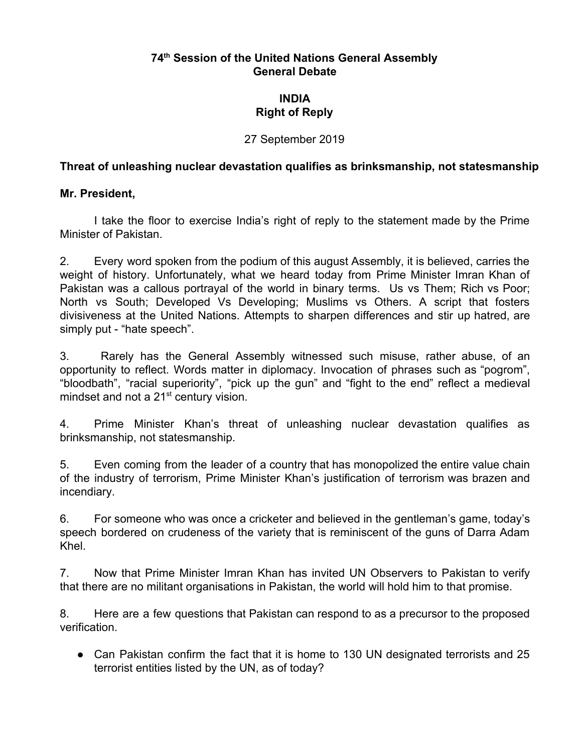**74th Session of the United Nations General Assembly**
**General Debate**

**INDIA**
**Right of Reply**

27 September 2019

**Threat of unleashing nuclear devastation qualifies as brinksmanship, not statesmanship**

**Mr. President,**

I take the floor to exercise India's right of reply to the statement made by the Prime Minister of Pakistan.

2. Every word spoken from the podium of this august Assembly, it is believed, carries the weight of history. Unfortunately, what we heard today from Prime Minister Imran Khan of Pakistan was a callous portrayal of the world in binary terms. Us vs Them; Rich vs Poor; North vs South; Developed Vs Developing; Muslims vs Others. A script that fosters divisiveness at the United Nations. Attempts to sharpen differences and stir up hatred, are simply put - "hate speech".

3. Rarely has the General Assembly witnessed such misuse, rather abuse, of an opportunity to reflect. Words matter in diplomacy. Invocation of phrases such as "pogrom", "bloodbath", "racial superiority", "pick up the gun" and "fight to the end" reflect a medieval mindset and not a 21st century vision.

4. Prime Minister Khan's threat of unleashing nuclear devastation qualifies as brinksmanship, not statesmanship.

5. Even coming from the leader of a country that has monopolized the entire value chain of the industry of terrorism, Prime Minister Khan's justification of terrorism was brazen and incendiary.

6. For someone who was once a cricketer and believed in the gentleman's game, today's speech bordered on crudeness of the variety that is reminiscent of the guns of Darra Adam Khel.

7. Now that Prime Minister Imran Khan has invited UN Observers to Pakistan to verify that there are no militant organisations in Pakistan, the world will hold him to that promise.

8. Here are a few questions that Pakistan can respond to as a precursor to the proposed verification.

- Can Pakistan confirm the fact that it is home to 130 UN designated terrorists and 25 terrorist entities listed by the UN, as of today?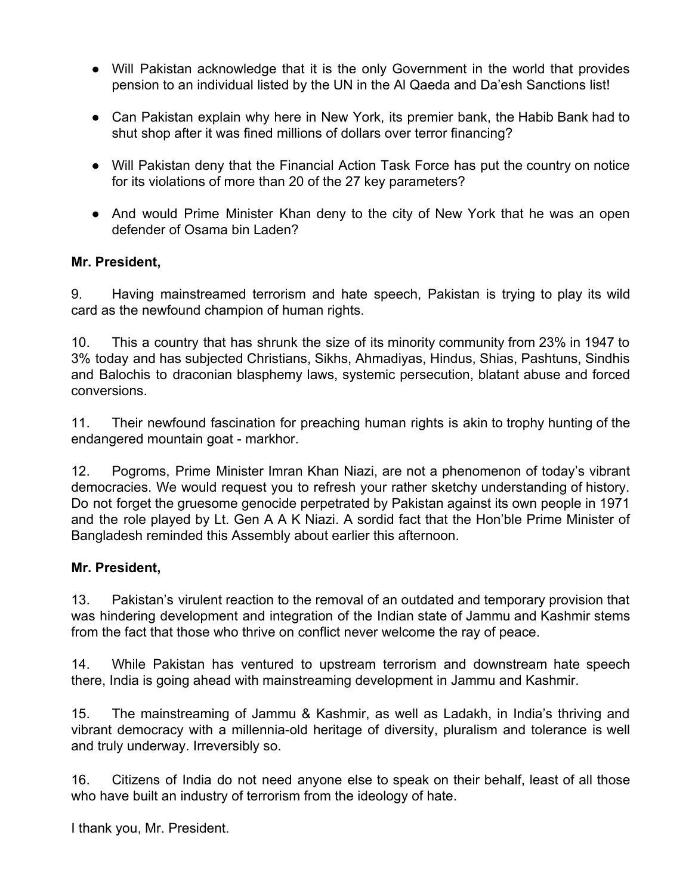- Will Pakistan acknowledge that it is the only Government in the world that provides pension to an individual listed by the UN in the Al Qaeda and Da'esh Sanctions list!

- Can Pakistan explain why here in New York, its premier bank, the Habib Bank had to shut shop after it was fined millions of dollars over terror financing?

- Will Pakistan deny that the Financial Action Task Force has put the country on notice for its violations of more than 20 of the 27 key parameters?

- And would Prime Minister Khan deny to the city of New York that he was an open defender of Osama bin Laden?

**Mr. President,**

9. Having mainstreamed terrorism and hate speech, Pakistan is trying to play its wild card as the newfound champion of human rights.

10. This a country that has shrunk the size of its minority community from 23% in 1947 to 3% today and has subjected Christians, Sikhs, Ahmadiyas, Hindus, Shias, Pashtuns, Sindhis and Balochis to draconian blasphemy laws, systemic persecution, blatant abuse and forced conversions.

11. Their newfound fascination for preaching human rights is akin to trophy hunting of the endangered mountain goat - markhor.

12. Pogroms, Prime Minister Imran Khan Niazi, are not a phenomenon of today's vibrant democracies. We would request you to refresh your rather sketchy understanding of history. Do not forget the gruesome genocide perpetrated by Pakistan against its own people in 1971 and the role played by Lt. Gen A A K Niazi. A sordid fact that the Hon'ble Prime Minister of Bangladesh reminded this Assembly about earlier this afternoon.

**Mr. President,**

13. Pakistan's virulent reaction to the removal of an outdated and temporary provision that was hindering development and integration of the Indian state of Jammu and Kashmir stems from the fact that those who thrive on conflict never welcome the ray of peace.

14. While Pakistan has ventured to upstream terrorism and downstream hate speech there, India is going ahead with mainstreaming development in Jammu and Kashmir.

15. The mainstreaming of Jammu & Kashmir, as well as Ladakh, in India's thriving and vibrant democracy with a millennia-old heritage of diversity, pluralism and tolerance is well and truly underway. Irreversibly so.

16. Citizens of India do not need anyone else to speak on their behalf, least of all those who have built an industry of terrorism from the ideology of hate.

I thank you, Mr. President.